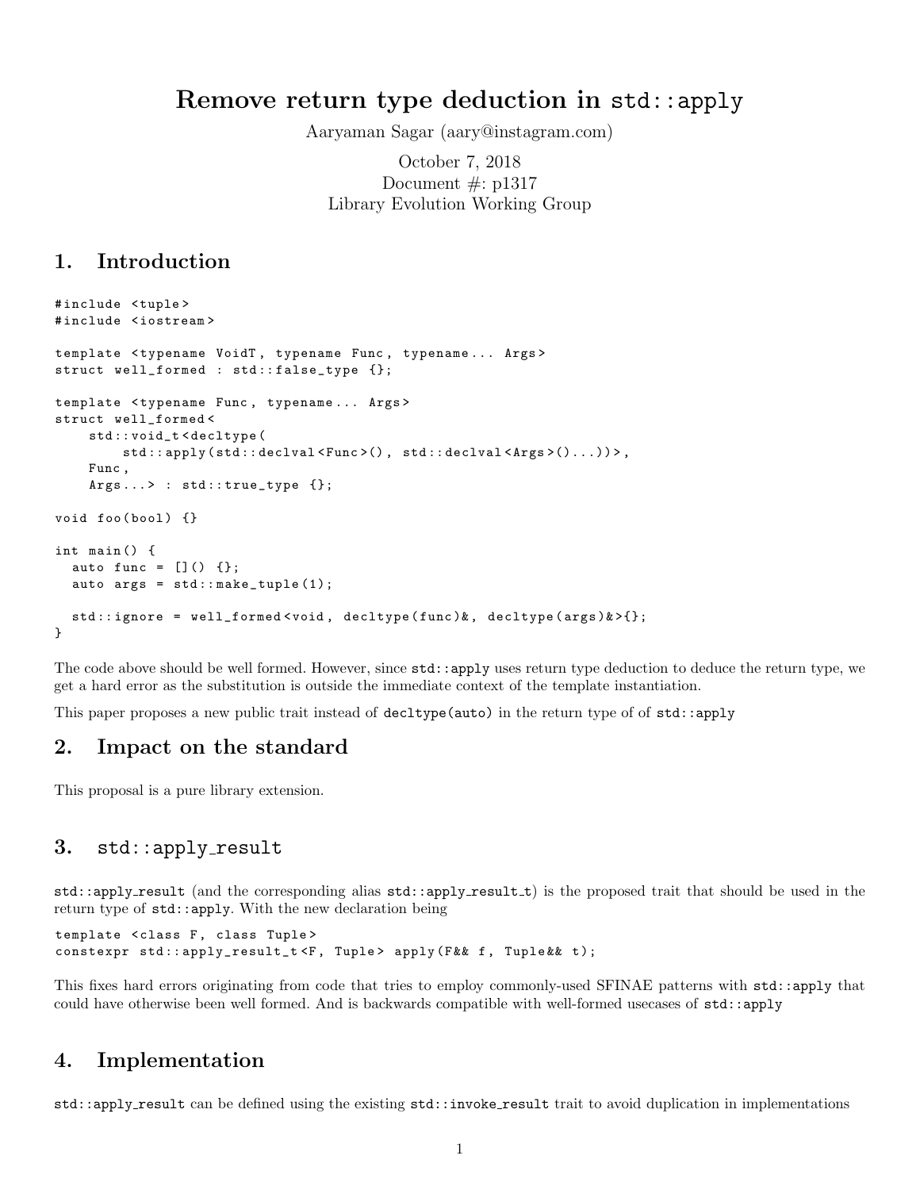# Remove return type deduction in `std::apply`

Aaryaman Sagar (aary@instagram.com)

October 7, 2018
Document #: p1317
Library Evolution Working Group

## 1. Introduction

```
#include <tuple>
#include <iostream>

template <typename VoidT, typename Func, typename... Args>
struct well_formed : std::false_type {};

template <typename Func, typename... Args>
struct well_formed<
    std::void_t<decltype(
        std::apply(std::declval<Func>(), std::declval<Args>()...))>,
    Func,
    Args...> : std::true_type {};

void foo(bool) {}

int main() {
  auto func = []() {};
  auto args = std::make_tuple(1);

  std::ignore = well_formed<void, decltype(func)&, decltype(args)&>{};
}
```

The code above should be well formed. However, since `std::apply` uses return type deduction to deduce the return type, we get a hard error as the substitution is outside the immediate context of the template instantiation.

This paper proposes a new public trait instead of `decltype(auto)` in the return type of of `std::apply`

## 2. Impact on the standard

This proposal is a pure library extension.

## 3. `std::apply_result`

`std::apply_result` (and the corresponding alias `std::apply_result_t`) is the proposed trait that should be used in the return type of `std::apply`. With the new declaration being

```
template <class F, class Tuple>
constexpr std::apply_result_t<F, Tuple> apply(F&& f, Tuple&& t);
```

This fixes hard errors originating from code that tries to employ commonly-used SFINAE patterns with `std::apply` that could have otherwise been well formed. And is backwards compatible with well-formed usecases of `std::apply`

## 4. Implementation

`std::apply_result` can be defined using the existing `std::invoke_result` trait to avoid duplication in implementations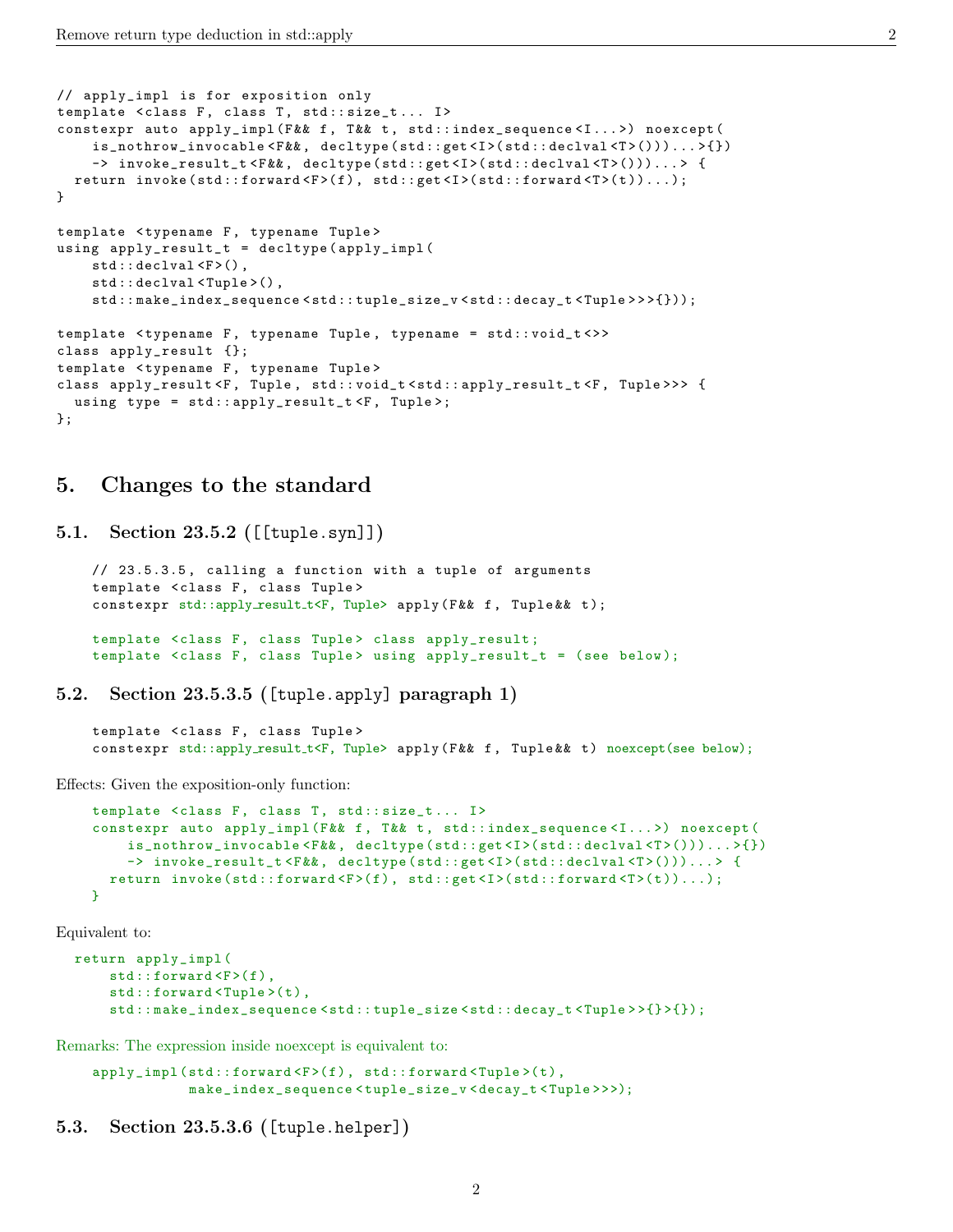```
// apply_impl is for exposition only
template <class F, class T, std::size_t... I>
constexpr auto apply_impl(F&& f, T&& t, std::index_sequence<I...>) noexcept(
    is_nothrow_invocable<F&&, decltype(std::get<I>(std::declval<T>()))...>{})
    -> invoke_result_t<F&&, decltype(std::get<I>(std::declval<T>()))...> {
  return invoke(std::forward<F>(f), std::get<I>(std::forward<T>(t))...);
}

template <typename F, typename Tuple>
using apply_result_t = decltype(apply_impl(
    std::declval<F>(),
    std::declval<Tuple>(),
    std::make_index_sequence<std::tuple_size_v<std::decay_t<Tuple>>>{}));

template <typename F, typename Tuple, typename = std::void_t<>>
class apply_result {};
template <typename F, typename Tuple>
class apply_result<F, Tuple, std::void_t<std::apply_result_t<F, Tuple>>> {
  using type = std::apply_result_t<F, Tuple>;
};
```

## 5. Changes to the standard

### 5.1. Section 23.5.2 ([tuple.syn])

```
// 23.5.3.5, calling a function with a tuple of arguments
template <class F, class Tuple>
constexpr std::apply_result_t<F, Tuple> apply(F&& f, Tuple&& t);

template <class F, class Tuple> class apply_result;
template <class F, class Tuple> using apply_result_t = (see below);
```

### 5.2. Section 23.5.3.5 ([tuple.apply] paragraph 1)

```
template <class F, class Tuple>
constexpr std::apply_result_t<F, Tuple> apply(F&& f, Tuple&& t) noexcept(see below);
```

Effects: Given the exposition-only function:

```
template <class F, class T, std::size_t... I>
constexpr auto apply_impl(F&& f, T&& t, std::index_sequence<I...>) noexcept(
    is_nothrow_invocable<F&&, decltype(std::get<I>(std::declval<T>()))...>{})
    -> invoke_result_t<F&&, decltype(std::get<I>(std::declval<T>()))...> {
  return invoke(std::forward<F>(f), std::get<I>(std::forward<T>(t))...);
}
```

Equivalent to:

```
return apply_impl(
    std::forward<F>(f),
    std::forward<Tuple>(t),
    std::make_index_sequence<std::tuple_size<std::decay_t<Tuple>>{}>{});
```

Remarks: The expression inside noexcept is equivalent to:

```
apply_impl(std::forward<F>(f), std::forward<Tuple>(t),
           make_index_sequence<tuple_size_v<decay_t<Tuple>>>);
```

### 5.3. Section 23.5.3.6 ([tuple.helper])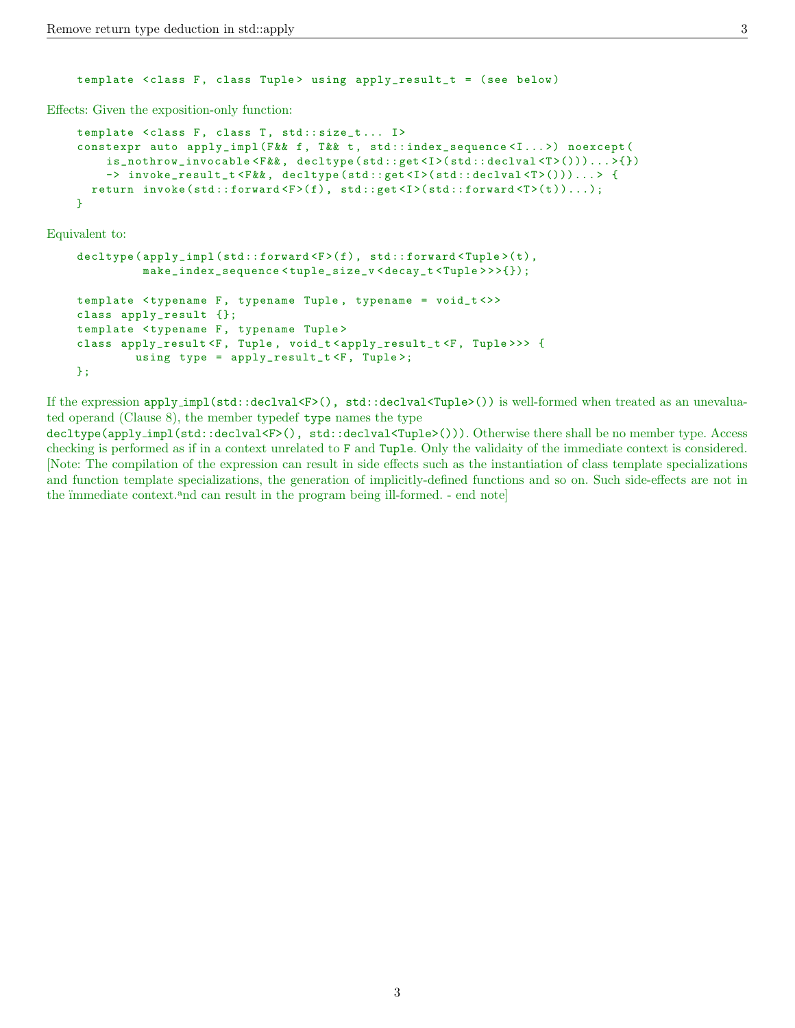```
template <class F, class Tuple> using apply_result_t = (see below)
```

Effects: Given the exposition-only function:

```
template <class F, class T, std::size_t... I>
constexpr auto apply_impl(F&& f, T&& t, std::index_sequence<I...>) noexcept(
    is_nothrow_invocable<F&&, decltype(std::get<I>(std::declval<T>()))...>{})
    -> invoke_result_t<F&&, decltype(std::get<I>(std::declval<T>()))...> {
  return invoke(std::forward<F>(f), std::get<I>(std::forward<T>(t))...);
}
```

Equivalent to:

```
decltype(apply_impl(std::forward<F>(f), std::forward<Tuple>(t),
         make_index_sequence<tuple_size_v<decay_t<Tuple>>>{});

template <typename F, typename Tuple, typename = void_t<>>
class apply_result {};
template <typename F, typename Tuple>
class apply_result<F, Tuple, void_t<apply_result_t<F, Tuple>>> {
        using type = apply_result_t<F, Tuple>;
};
```

If the expression `apply_impl(std::declval<F>(), std::declval<Tuple>())` is well-formed when treated as an unevaluated operand (Clause 8), the member typedef `type` names the type `decltype(apply_impl(std::declval<F>(), std::declval<Tuple>()))`. Otherwise there shall be no member type. Access checking is performed as if in a context unrelated to `F` and `Tuple`. Only the validaity of the immediate context is considered. [Note: The compilation of the expression can result in side effects such as the instantiation of class template specializations and function template specializations, the generation of implicitly-defined functions and so on. Such side-effects are not in the ïmmediate context.ªnd can result in the program being ill-formed. - end note]